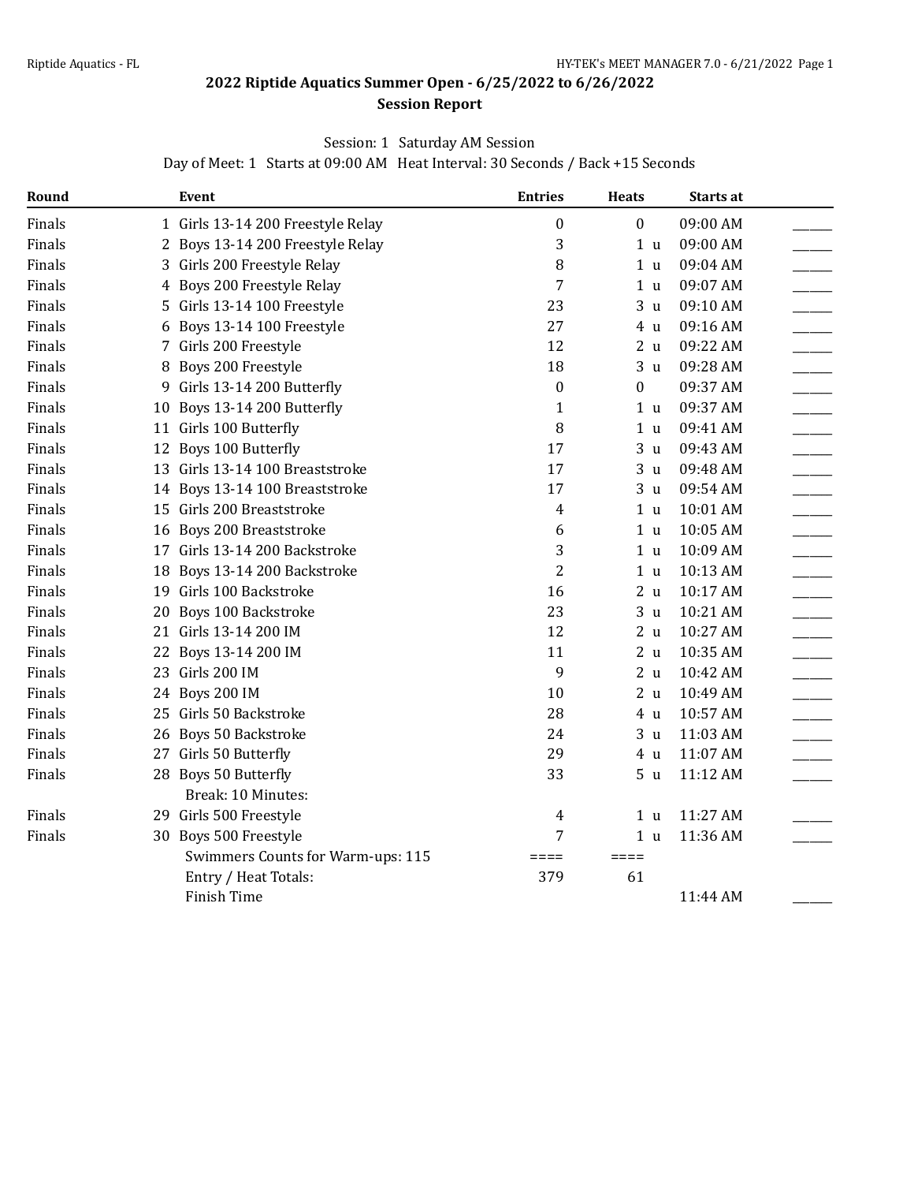## 2022 Riptide Aquatics Summer Open - 6/25/2022 to 6/26/2022

### Session Report

Session: 1 Saturday AM Session

Day of Meet: 1 Starts at 09:00 AM Heat Interval: 30 Seconds / Back +15 Seconds

| Round | | Event | Entries | Heats | | Starts at | |
|---|---|---|---|---|---|---|---|
| Finals | 1 | Girls 13-14 200 Freestyle Relay | 0 | 0 | | 09:00 AM | ______ |
| Finals | 2 | Boys 13-14 200 Freestyle Relay | 3 | 1 | u | 09:00 AM | ______ |
| Finals | 3 | Girls 200 Freestyle Relay | 8 | 1 | u | 09:04 AM | ______ |
| Finals | 4 | Boys 200 Freestyle Relay | 7 | 1 | u | 09:07 AM | ______ |
| Finals | 5 | Girls 13-14 100 Freestyle | 23 | 3 | u | 09:10 AM | ______ |
| Finals | 6 | Boys 13-14 100 Freestyle | 27 | 4 | u | 09:16 AM | ______ |
| Finals | 7 | Girls 200 Freestyle | 12 | 2 | u | 09:22 AM | ______ |
| Finals | 8 | Boys 200 Freestyle | 18 | 3 | u | 09:28 AM | ______ |
| Finals | 9 | Girls 13-14 200 Butterfly | 0 | 0 | | 09:37 AM | ______ |
| Finals | 10 | Boys 13-14 200 Butterfly | 1 | 1 | u | 09:37 AM | ______ |
| Finals | 11 | Girls 100 Butterfly | 8 | 1 | u | 09:41 AM | ______ |
| Finals | 12 | Boys 100 Butterfly | 17 | 3 | u | 09:43 AM | ______ |
| Finals | 13 | Girls 13-14 100 Breaststroke | 17 | 3 | u | 09:48 AM | ______ |
| Finals | 14 | Boys 13-14 100 Breaststroke | 17 | 3 | u | 09:54 AM | ______ |
| Finals | 15 | Girls 200 Breaststroke | 4 | 1 | u | 10:01 AM | ______ |
| Finals | 16 | Boys 200 Breaststroke | 6 | 1 | u | 10:05 AM | ______ |
| Finals | 17 | Girls 13-14 200 Backstroke | 3 | 1 | u | 10:09 AM | ______ |
| Finals | 18 | Boys 13-14 200 Backstroke | 2 | 1 | u | 10:13 AM | ______ |
| Finals | 19 | Girls 100 Backstroke | 16 | 2 | u | 10:17 AM | ______ |
| Finals | 20 | Boys 100 Backstroke | 23 | 3 | u | 10:21 AM | ______ |
| Finals | 21 | Girls 13-14 200 IM | 12 | 2 | u | 10:27 AM | ______ |
| Finals | 22 | Boys 13-14 200 IM | 11 | 2 | u | 10:35 AM | ______ |
| Finals | 23 | Girls 200 IM | 9 | 2 | u | 10:42 AM | ______ |
| Finals | 24 | Boys 200 IM | 10 | 2 | u | 10:49 AM | ______ |
| Finals | 25 | Girls 50 Backstroke | 28 | 4 | u | 10:57 AM | ______ |
| Finals | 26 | Boys 50 Backstroke | 24 | 3 | u | 11:03 AM | ______ |
| Finals | 27 | Girls 50 Butterfly | 29 | 4 | u | 11:07 AM | ______ |
| Finals | 28 | Boys 50 Butterfly | 33 | 5 | u | 11:12 AM | ______ |
| | | Break: 10 Minutes: | | | | | |
| Finals | 29 | Girls 500 Freestyle | 4 | 1 | u | 11:27 AM | ______ |
| Finals | 30 | Boys 500 Freestyle | 7 | 1 | u | 11:36 AM | ______ |
| | | Swimmers Counts for Warm-ups: 115 | ==== | ==== | | | |
| | | Entry / Heat Totals: | 379 | 61 | | | |
| | | Finish Time | | | | 11:44 AM | ______ |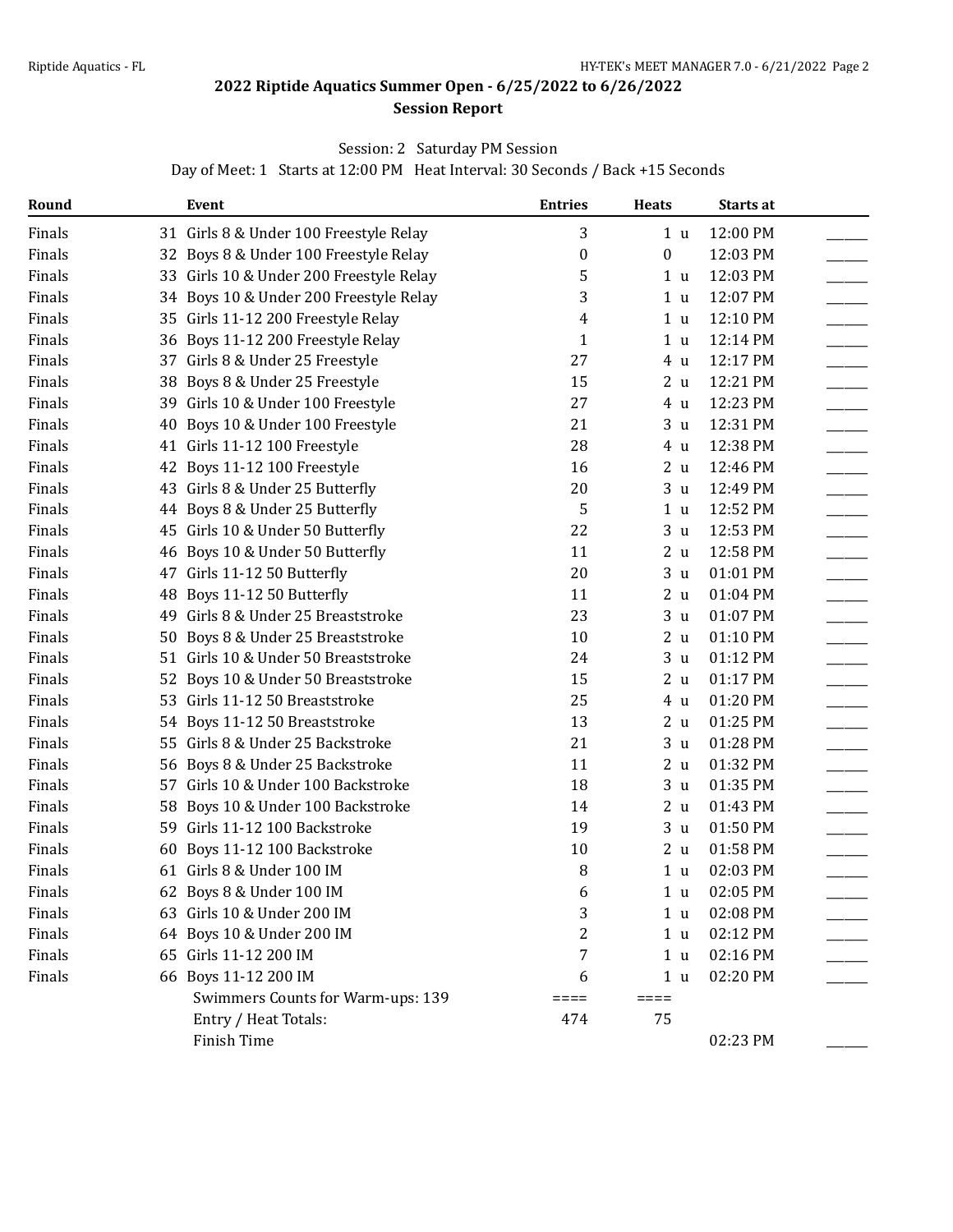## 2022 Riptide Aquatics Summer Open - 6/25/2022 to 6/26/2022

### Session Report

Session: 2 Saturday PM Session

Day of Meet: 1 Starts at 12:00 PM Heat Interval: 30 Seconds / Back +15 Seconds

| Round | Event | Entries | Heats | Starts at | |
|---|---|---|---|---|---|
| Finals | 31 Girls 8 & Under 100 Freestyle Relay | 3 | 1 u | 12:00 PM | ______ |
| Finals | 32 Boys 8 & Under 100 Freestyle Relay | 0 | 0 | 12:03 PM | ______ |
| Finals | 33 Girls 10 & Under 200 Freestyle Relay | 5 | 1 u | 12:03 PM | ______ |
| Finals | 34 Boys 10 & Under 200 Freestyle Relay | 3 | 1 u | 12:07 PM | ______ |
| Finals | 35 Girls 11-12 200 Freestyle Relay | 4 | 1 u | 12:10 PM | ______ |
| Finals | 36 Boys 11-12 200 Freestyle Relay | 1 | 1 u | 12:14 PM | ______ |
| Finals | 37 Girls 8 & Under 25 Freestyle | 27 | 4 u | 12:17 PM | ______ |
| Finals | 38 Boys 8 & Under 25 Freestyle | 15 | 2 u | 12:21 PM | ______ |
| Finals | 39 Girls 10 & Under 100 Freestyle | 27 | 4 u | 12:23 PM | ______ |
| Finals | 40 Boys 10 & Under 100 Freestyle | 21 | 3 u | 12:31 PM | ______ |
| Finals | 41 Girls 11-12 100 Freestyle | 28 | 4 u | 12:38 PM | ______ |
| Finals | 42 Boys 11-12 100 Freestyle | 16 | 2 u | 12:46 PM | ______ |
| Finals | 43 Girls 8 & Under 25 Butterfly | 20 | 3 u | 12:49 PM | ______ |
| Finals | 44 Boys 8 & Under 25 Butterfly | 5 | 1 u | 12:52 PM | ______ |
| Finals | 45 Girls 10 & Under 50 Butterfly | 22 | 3 u | 12:53 PM | ______ |
| Finals | 46 Boys 10 & Under 50 Butterfly | 11 | 2 u | 12:58 PM | ______ |
| Finals | 47 Girls 11-12 50 Butterfly | 20 | 3 u | 01:01 PM | ______ |
| Finals | 48 Boys 11-12 50 Butterfly | 11 | 2 u | 01:04 PM | ______ |
| Finals | 49 Girls 8 & Under 25 Breaststroke | 23 | 3 u | 01:07 PM | ______ |
| Finals | 50 Boys 8 & Under 25 Breaststroke | 10 | 2 u | 01:10 PM | ______ |
| Finals | 51 Girls 10 & Under 50 Breaststroke | 24 | 3 u | 01:12 PM | ______ |
| Finals | 52 Boys 10 & Under 50 Breaststroke | 15 | 2 u | 01:17 PM | ______ |
| Finals | 53 Girls 11-12 50 Breaststroke | 25 | 4 u | 01:20 PM | ______ |
| Finals | 54 Boys 11-12 50 Breaststroke | 13 | 2 u | 01:25 PM | ______ |
| Finals | 55 Girls 8 & Under 25 Backstroke | 21 | 3 u | 01:28 PM | ______ |
| Finals | 56 Boys 8 & Under 25 Backstroke | 11 | 2 u | 01:32 PM | ______ |
| Finals | 57 Girls 10 & Under 100 Backstroke | 18 | 3 u | 01:35 PM | ______ |
| Finals | 58 Boys 10 & Under 100 Backstroke | 14 | 2 u | 01:43 PM | ______ |
| Finals | 59 Girls 11-12 100 Backstroke | 19 | 3 u | 01:50 PM | ______ |
| Finals | 60 Boys 11-12 100 Backstroke | 10 | 2 u | 01:58 PM | ______ |
| Finals | 61 Girls 8 & Under 100 IM | 8 | 1 u | 02:03 PM | ______ |
| Finals | 62 Boys 8 & Under 100 IM | 6 | 1 u | 02:05 PM | ______ |
| Finals | 63 Girls 10 & Under 200 IM | 3 | 1 u | 02:08 PM | ______ |
| Finals | 64 Boys 10 & Under 200 IM | 2 | 1 u | 02:12 PM | ______ |
| Finals | 65 Girls 11-12 200 IM | 7 | 1 u | 02:16 PM | ______ |
| Finals | 66 Boys 11-12 200 IM | 6 | 1 u | 02:20 PM | ______ |
| | Swimmers Counts for Warm-ups: 139 | ==== | ==== | | |
| | Entry / Heat Totals: | 474 | 75 | | |
| | Finish Time | | | 02:23 PM | ______ |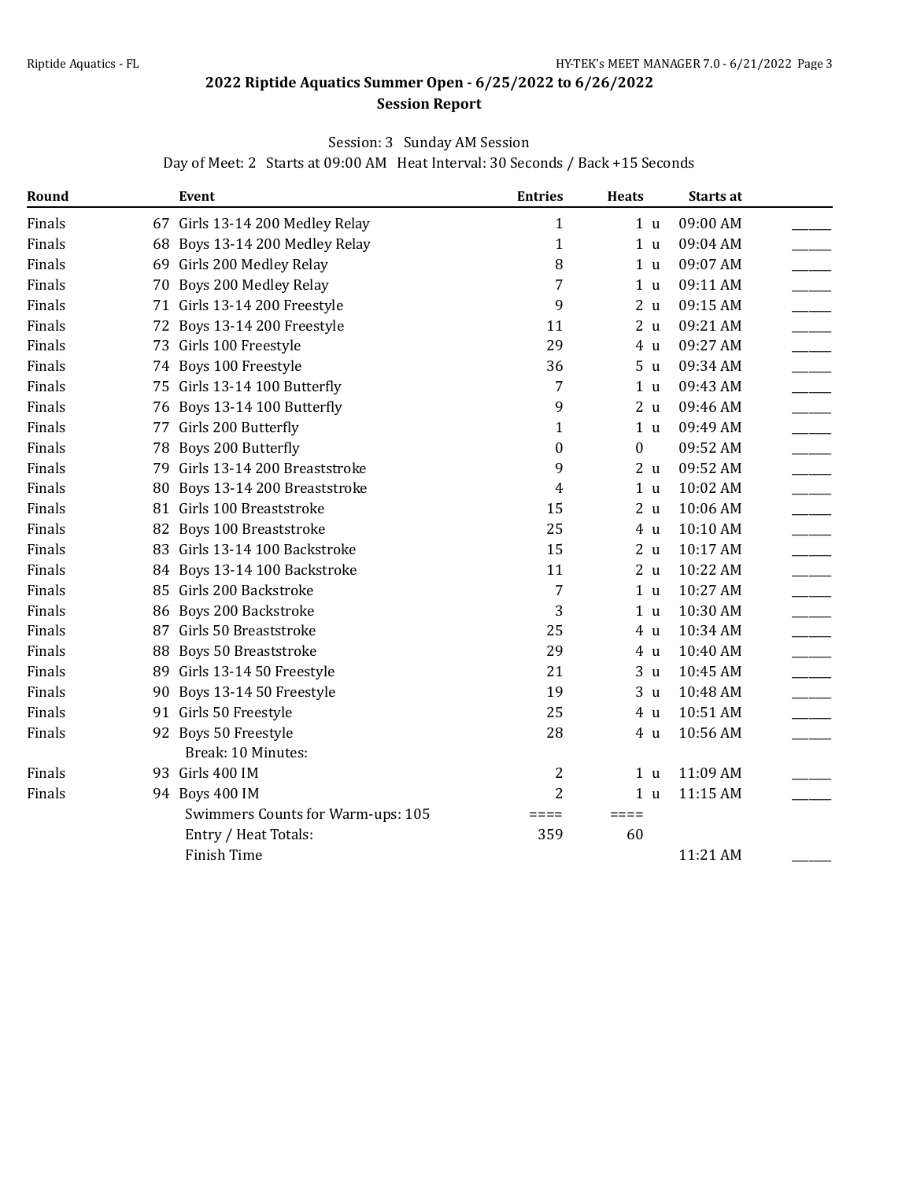## 2022 Riptide Aquatics Summer Open - 6/25/2022 to 6/26/2022

### Session Report

Session: 3 Sunday AM Session

Day of Meet: 2 Starts at 09:00 AM Heat Interval: 30 Seconds / Back +15 Seconds

| Round | | Event | Entries | Heats | | Starts at | |
|---|---|---|---|---|---|---|---|
| Finals | 67 | Girls 13-14 200 Medley Relay | 1 | 1 | u | 09:00 AM | ______ |
| Finals | 68 | Boys 13-14 200 Medley Relay | 1 | 1 | u | 09:04 AM | ______ |
| Finals | 69 | Girls 200 Medley Relay | 8 | 1 | u | 09:07 AM | ______ |
| Finals | 70 | Boys 200 Medley Relay | 7 | 1 | u | 09:11 AM | ______ |
| Finals | 71 | Girls 13-14 200 Freestyle | 9 | 2 | u | 09:15 AM | ______ |
| Finals | 72 | Boys 13-14 200 Freestyle | 11 | 2 | u | 09:21 AM | ______ |
| Finals | 73 | Girls 100 Freestyle | 29 | 4 | u | 09:27 AM | ______ |
| Finals | 74 | Boys 100 Freestyle | 36 | 5 | u | 09:34 AM | ______ |
| Finals | 75 | Girls 13-14 100 Butterfly | 7 | 1 | u | 09:43 AM | ______ |
| Finals | 76 | Boys 13-14 100 Butterfly | 9 | 2 | u | 09:46 AM | ______ |
| Finals | 77 | Girls 200 Butterfly | 1 | 1 | u | 09:49 AM | ______ |
| Finals | 78 | Boys 200 Butterfly | 0 | 0 | | 09:52 AM | ______ |
| Finals | 79 | Girls 13-14 200 Breaststroke | 9 | 2 | u | 09:52 AM | ______ |
| Finals | 80 | Boys 13-14 200 Breaststroke | 4 | 1 | u | 10:02 AM | ______ |
| Finals | 81 | Girls 100 Breaststroke | 15 | 2 | u | 10:06 AM | ______ |
| Finals | 82 | Boys 100 Breaststroke | 25 | 4 | u | 10:10 AM | ______ |
| Finals | 83 | Girls 13-14 100 Backstroke | 15 | 2 | u | 10:17 AM | ______ |
| Finals | 84 | Boys 13-14 100 Backstroke | 11 | 2 | u | 10:22 AM | ______ |
| Finals | 85 | Girls 200 Backstroke | 7 | 1 | u | 10:27 AM | ______ |
| Finals | 86 | Boys 200 Backstroke | 3 | 1 | u | 10:30 AM | ______ |
| Finals | 87 | Girls 50 Breaststroke | 25 | 4 | u | 10:34 AM | ______ |
| Finals | 88 | Boys 50 Breaststroke | 29 | 4 | u | 10:40 AM | ______ |
| Finals | 89 | Girls 13-14 50 Freestyle | 21 | 3 | u | 10:45 AM | ______ |
| Finals | 90 | Boys 13-14 50 Freestyle | 19 | 3 | u | 10:48 AM | ______ |
| Finals | 91 | Girls 50 Freestyle | 25 | 4 | u | 10:51 AM | ______ |
| Finals | 92 | Boys 50 Freestyle | 28 | 4 | u | 10:56 AM | ______ |
| | | Break: 10 Minutes: | | | | | |
| Finals | 93 | Girls 400 IM | 2 | 1 | u | 11:09 AM | ______ |
| Finals | 94 | Boys 400 IM | 2 | 1 | u | 11:15 AM | ______ |
| | | Swimmers Counts for Warm-ups: 105 | ==== | ==== | | | |
| | | Entry / Heat Totals: | 359 | 60 | | | |
| | | Finish Time | | | | 11:21 AM | ______ |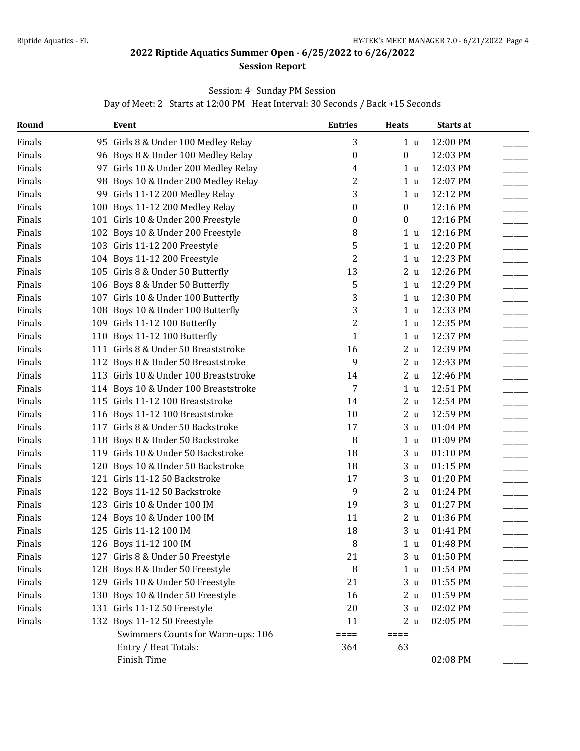## 2022 Riptide Aquatics Summer Open - 6/25/2022 to 6/26/2022

### Session Report

Session: 4 Sunday PM Session

Day of Meet: 2 Starts at 12:00 PM Heat Interval: 30 Seconds / Back +15 Seconds

| Round | | Event | Entries | Heats | Starts at | |
|---|---|---|---|---|---|---|
| Finals | 95 | Girls 8 & Under 100 Medley Relay | 3 | 1 u | 12:00 PM | ______ |
| Finals | 96 | Boys 8 & Under 100 Medley Relay | 0 | 0 | 12:03 PM | ______ |
| Finals | 97 | Girls 10 & Under 200 Medley Relay | 4 | 1 u | 12:03 PM | ______ |
| Finals | 98 | Boys 10 & Under 200 Medley Relay | 2 | 1 u | 12:07 PM | ______ |
| Finals | 99 | Girls 11-12 200 Medley Relay | 3 | 1 u | 12:12 PM | ______ |
| Finals | 100 | Boys 11-12 200 Medley Relay | 0 | 0 | 12:16 PM | ______ |
| Finals | 101 | Girls 10 & Under 200 Freestyle | 0 | 0 | 12:16 PM | ______ |
| Finals | 102 | Boys 10 & Under 200 Freestyle | 8 | 1 u | 12:16 PM | ______ |
| Finals | 103 | Girls 11-12 200 Freestyle | 5 | 1 u | 12:20 PM | ______ |
| Finals | 104 | Boys 11-12 200 Freestyle | 2 | 1 u | 12:23 PM | ______ |
| Finals | 105 | Girls 8 & Under 50 Butterfly | 13 | 2 u | 12:26 PM | ______ |
| Finals | 106 | Boys 8 & Under 50 Butterfly | 5 | 1 u | 12:29 PM | ______ |
| Finals | 107 | Girls 10 & Under 100 Butterfly | 3 | 1 u | 12:30 PM | ______ |
| Finals | 108 | Boys 10 & Under 100 Butterfly | 3 | 1 u | 12:33 PM | ______ |
| Finals | 109 | Girls 11-12 100 Butterfly | 2 | 1 u | 12:35 PM | ______ |
| Finals | 110 | Boys 11-12 100 Butterfly | 1 | 1 u | 12:37 PM | ______ |
| Finals | 111 | Girls 8 & Under 50 Breaststroke | 16 | 2 u | 12:39 PM | ______ |
| Finals | 112 | Boys 8 & Under 50 Breaststroke | 9 | 2 u | 12:43 PM | ______ |
| Finals | 113 | Girls 10 & Under 100 Breaststroke | 14 | 2 u | 12:46 PM | ______ |
| Finals | 114 | Boys 10 & Under 100 Breaststroke | 7 | 1 u | 12:51 PM | ______ |
| Finals | 115 | Girls 11-12 100 Breaststroke | 14 | 2 u | 12:54 PM | ______ |
| Finals | 116 | Boys 11-12 100 Breaststroke | 10 | 2 u | 12:59 PM | ______ |
| Finals | 117 | Girls 8 & Under 50 Backstroke | 17 | 3 u | 01:04 PM | ______ |
| Finals | 118 | Boys 8 & Under 50 Backstroke | 8 | 1 u | 01:09 PM | ______ |
| Finals | 119 | Girls 10 & Under 50 Backstroke | 18 | 3 u | 01:10 PM | ______ |
| Finals | 120 | Boys 10 & Under 50 Backstroke | 18 | 3 u | 01:15 PM | ______ |
| Finals | 121 | Girls 11-12 50 Backstroke | 17 | 3 u | 01:20 PM | ______ |
| Finals | 122 | Boys 11-12 50 Backstroke | 9 | 2 u | 01:24 PM | ______ |
| Finals | 123 | Girls 10 & Under 100 IM | 19 | 3 u | 01:27 PM | ______ |
| Finals | 124 | Boys 10 & Under 100 IM | 11 | 2 u | 01:36 PM | ______ |
| Finals | 125 | Girls 11-12 100 IM | 18 | 3 u | 01:41 PM | ______ |
| Finals | 126 | Boys 11-12 100 IM | 8 | 1 u | 01:48 PM | ______ |
| Finals | 127 | Girls 8 & Under 50 Freestyle | 21 | 3 u | 01:50 PM | ______ |
| Finals | 128 | Boys 8 & Under 50 Freestyle | 8 | 1 u | 01:54 PM | ______ |
| Finals | 129 | Girls 10 & Under 50 Freestyle | 21 | 3 u | 01:55 PM | ______ |
| Finals | 130 | Boys 10 & Under 50 Freestyle | 16 | 2 u | 01:59 PM | ______ |
| Finals | 131 | Girls 11-12 50 Freestyle | 20 | 3 u | 02:02 PM | ______ |
| Finals | 132 | Boys 11-12 50 Freestyle | 11 | 2 u | 02:05 PM | ______ |
| | | Swimmers Counts for Warm-ups: 106 | ==== | ==== | | |
| | | Entry / Heat Totals: | 364 | 63 | | |
| | | Finish Time | | | 02:08 PM | ______ |